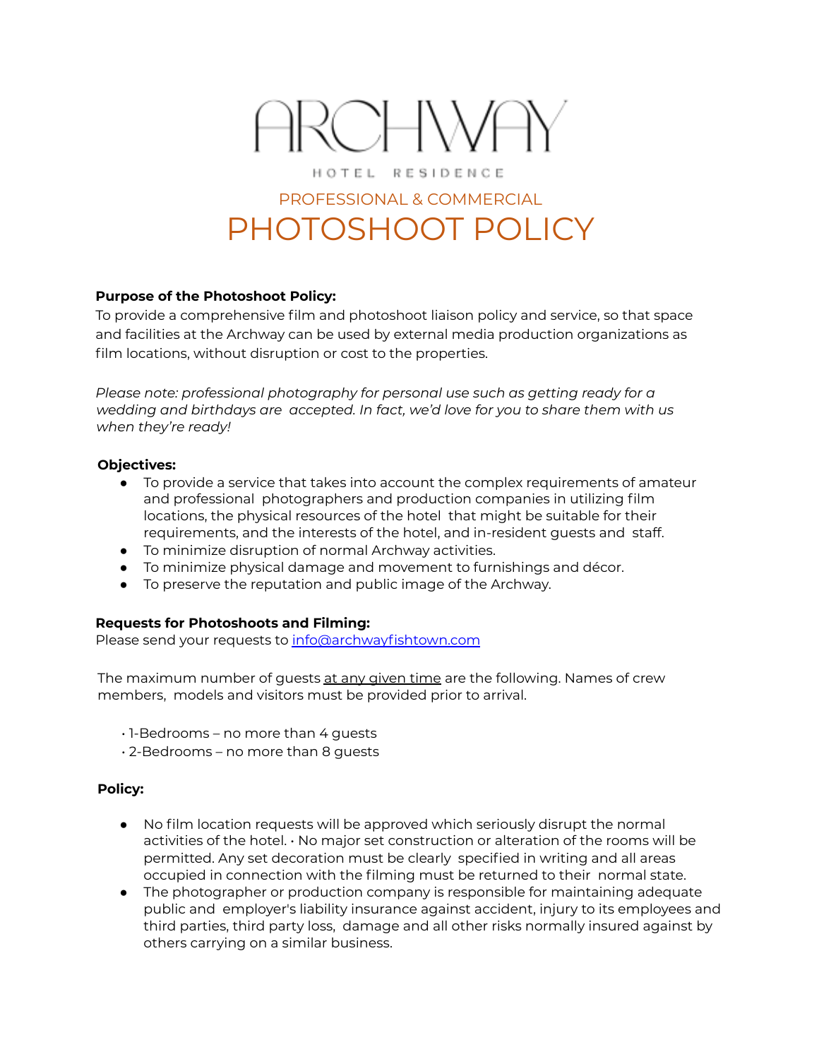# ARCHWAY

HOTEL RESIDENCE

## PROFESSIONAL & COMMERCIAL

# PHOTOSHOOT POLICY

**Purpose of the Photoshoot Policy:**

To provide a comprehensive film and photoshoot liaison policy and service, so that space and facilities at the Archway can be used by external media production organizations as film locations, without disruption or cost to the properties.

*Please note: professional photography for personal use such as getting ready for a wedding and birthdays are accepted. In fact, we'd love for you to share them with us when they're ready!*

**Objectives:**

- To provide a service that takes into account the complex requirements of amateur and professional photographers and production companies in utilizing film locations, the physical resources of the hotel that might be suitable for their requirements, and the interests of the hotel, and in-resident guests and staff.
- To minimize disruption of normal Archway activities.
- To minimize physical damage and movement to furnishings and décor.
- To preserve the reputation and public image of the Archway.

**Requests for Photoshoots and Filming:**

Please send your requests to info@archwayfishtown.com

The maximum number of guests at any given time are the following. Names of crew members, models and visitors must be provided prior to arrival.

- 1-Bedrooms – no more than 4 guests
- 2-Bedrooms – no more than 8 guests

**Policy:**

- No film location requests will be approved which seriously disrupt the normal activities of the hotel. • No major set construction or alteration of the rooms will be permitted. Any set decoration must be clearly specified in writing and all areas occupied in connection with the filming must be returned to their normal state.
- The photographer or production company is responsible for maintaining adequate public and employer's liability insurance against accident, injury to its employees and third parties, third party loss, damage and all other risks normally insured against by others carrying on a similar business.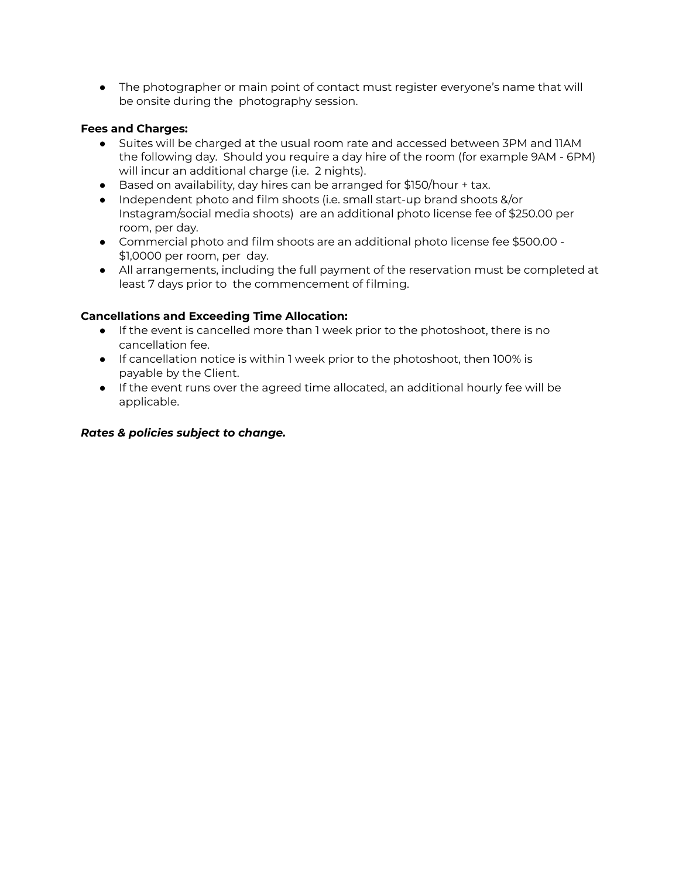- The photographer or main point of contact must register everyone's name that will be onsite during the photography session.

**Fees and Charges:**

- Suites will be charged at the usual room rate and accessed between 3PM and 11AM the following day. Should you require a day hire of the room (for example 9AM - 6PM) will incur an additional charge (i.e. 2 nights).
- Based on availability, day hires can be arranged for $150/hour + tax.
- Independent photo and film shoots (i.e. small start-up brand shoots &/or Instagram/social media shoots) are an additional photo license fee of $250.00 per room, per day.
- Commercial photo and film shoots are an additional photo license fee $500.00 - $1,0000 per room, per day.
- All arrangements, including the full payment of the reservation must be completed at least 7 days prior to the commencement of filming.

**Cancellations and Exceeding Time Allocation:**

- If the event is cancelled more than 1 week prior to the photoshoot, there is no cancellation fee.
- If cancellation notice is within 1 week prior to the photoshoot, then 100% is payable by the Client.
- If the event runs over the agreed time allocated, an additional hourly fee will be applicable.

***Rates & policies subject to change.***